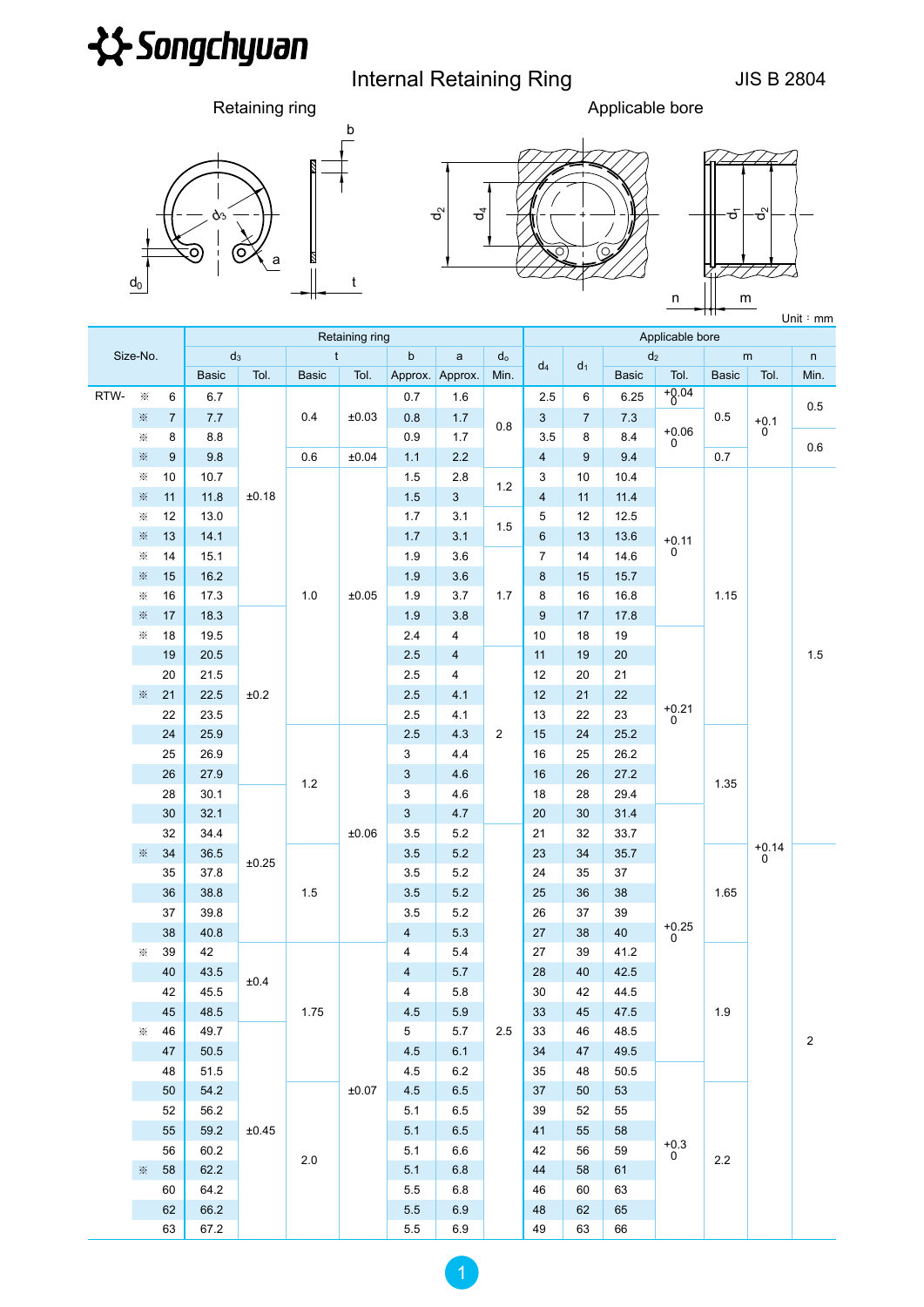# Internal Retaining Ring

JIS B 2804

Retaining ring | Applicable bore

Unit：mm

| Size-No. | | | Retaining ring | | | | | | | Applicable bore | | | | | | |
|---|---|---|---|---|---|---|---|---|---|---|---|---|---|---|---|---|
| | | | $d_3$ | | t | | b | a | $d_0$ | $d_4$ | $d_1$ | $d_2$ | | m | | n |
| | | | Basic | Tol. | Basic | Tol. | Approx. | Approx. | Min. | | | Basic | Tol. | Basic | Tol. | Min. |
| RTW- | ※ | 6 | 6.7 | ±0.18 | 0.4 | ±0.03 | 0.7 | 1.6 | 0.8 | 2.5 | 6 | 6.25 | +0.04/0 | 0.5 | +0.1/0 | 0.5 |
| | ※ | 7 | 7.7 | ±0.18 | 0.4 | ±0.03 | 0.8 | 1.7 | 0.8 | 3 | 7 | 7.3 | +0.06/0 | 0.5 | +0.1/0 | 0.5 |
| | ※ | 8 | 8.8 | ±0.18 | 0.4 | ±0.03 | 0.9 | 1.7 | 0.8 | 3.5 | 8 | 8.4 | +0.06/0 | 0.5 | +0.1/0 | 0.6 |
| | ※ | 9 | 9.8 | ±0.18 | 0.6 | ±0.04 | 1.1 | 2.2 | 0.8 | 4 | 9 | 9.4 | +0.06/0 | 0.7 | +0.1/0 | 0.6 |
| | ※ | 10 | 10.7 | ±0.18 | 1.0 | ±0.05 | 1.5 | 2.8 | 1.2 | 3 | 10 | 10.4 | +0.11/0 | 1.15 | +0.14/0 | 1.5 |
| | ※ | 11 | 11.8 | ±0.18 | 1.0 | ±0.05 | 1.5 | 3 | 1.2 | 4 | 11 | 11.4 | +0.11/0 | 1.15 | +0.14/0 | 1.5 |
| | ※ | 12 | 13.0 | ±0.18 | 1.0 | ±0.05 | 1.7 | 3.1 | 1.5 | 5 | 12 | 12.5 | +0.11/0 | 1.15 | +0.14/0 | 1.5 |
| | ※ | 13 | 14.1 | ±0.18 | 1.0 | ±0.05 | 1.7 | 3.1 | 1.5 | 6 | 13 | 13.6 | +0.11/0 | 1.15 | +0.14/0 | 1.5 |
| | ※ | 14 | 15.1 | ±0.18 | 1.0 | ±0.05 | 1.9 | 3.6 | 1.7 | 7 | 14 | 14.6 | +0.11/0 | 1.15 | +0.14/0 | 1.5 |
| | ※ | 15 | 16.2 | ±0.18 | 1.0 | ±0.05 | 1.9 | 3.6 | 1.7 | 8 | 15 | 15.7 | +0.11/0 | 1.15 | +0.14/0 | 1.5 |
| | ※ | 16 | 17.3 | ±0.18 | 1.0 | ±0.05 | 1.9 | 3.7 | 1.7 | 8 | 16 | 16.8 | +0.11/0 | 1.15 | +0.14/0 | 1.5 |
| | ※ | 17 | 18.3 | ±0.2 | 1.0 | ±0.05 | 1.9 | 3.8 | 1.7 | 9 | 17 | 17.8 | +0.11/0 | 1.15 | +0.14/0 | 1.5 |
| | ※ | 18 | 19.5 | ±0.2 | 1.0 | ±0.05 | 2.4 | 4 | 1.7 | 10 | 18 | 19 | +0.21/0 | 1.15 | +0.14/0 | 1.5 |
| | | 19 | 20.5 | ±0.2 | 1.0 | ±0.05 | 2.5 | 4 | 2 | 11 | 19 | 20 | +0.21/0 | 1.15 | +0.14/0 | 1.5 |
| | | 20 | 21.5 | ±0.2 | 1.0 | ±0.05 | 2.5 | 4 | 2 | 12 | 20 | 21 | +0.21/0 | 1.15 | +0.14/0 | 1.5 |
| | ※ | 21 | 22.5 | ±0.2 | 1.0 | ±0.05 | 2.5 | 4.1 | 2 | 12 | 21 | 22 | +0.21/0 | 1.15 | +0.14/0 | 1.5 |
| | | 22 | 23.5 | ±0.2 | 1.0 | ±0.05 | 2.5 | 4.1 | 2 | 13 | 22 | 23 | +0.21/0 | 1.15 | +0.14/0 | 1.5 |
| | | 24 | 25.9 | ±0.2 | 1.2 | ±0.06 | 2.5 | 4.3 | 2 | 15 | 24 | 25.2 | +0.21/0 | 1.35 | +0.14/0 | 1.5 |
| | | 25 | 26.9 | ±0.2 | 1.2 | ±0.06 | 3 | 4.4 | 2 | 16 | 25 | 26.2 | +0.21/0 | 1.35 | +0.14/0 | 1.5 |
| | | 26 | 27.9 | ±0.2 | 1.2 | ±0.06 | 3 | 4.6 | 2 | 16 | 26 | 27.2 | +0.21/0 | 1.35 | +0.14/0 | 1.5 |
| | | 28 | 30.1 | ±0.25 | 1.2 | ±0.06 | 3 | 4.6 | 2 | 18 | 28 | 29.4 | +0.21/0 | 1.35 | +0.14/0 | 1.5 |
| | | 30 | 32.1 | ±0.25 | 1.2 | ±0.06 | 3 | 4.7 | 2 | 20 | 30 | 31.4 | +0.25/0 | 1.35 | +0.14/0 | 1.5 |
| | | 32 | 34.4 | ±0.25 | 1.5 | ±0.06 | 3.5 | 5.2 | 2.5 | 21 | 32 | 33.7 | +0.25/0 | 1.35 | +0.14/0 | 1.5 |
| | ※ | 34 | 36.5 | ±0.25 | 1.5 | ±0.06 | 3.5 | 5.2 | 2.5 | 23 | 34 | 35.7 | +0.25/0 | 1.65 | +0.14/0 | 2 |
| | | 35 | 37.8 | ±0.25 | 1.5 | ±0.06 | 3.5 | 5.2 | 2.5 | 24 | 35 | 37 | +0.25/0 | 1.65 | +0.14/0 | 2 |
| | | 36 | 38.8 | ±0.25 | 1.5 | ±0.06 | 3.5 | 5.2 | 2.5 | 25 | 36 | 38 | +0.25/0 | 1.65 | +0.14/0 | 2 |
| | | 37 | 39.8 | ±0.25 | 1.5 | ±0.06 | 3.5 | 5.2 | 2.5 | 26 | 37 | 39 | +0.25/0 | 1.65 | +0.14/0 | 2 |
| | | 38 | 40.8 | ±0.25 | 1.5 | ±0.06 | 4 | 5.3 | 2.5 | 27 | 38 | 40 | +0.25/0 | 1.65 | +0.14/0 | 2 |
| | ※ | 39 | 42 | ±0.4 | 1.75 | ±0.07 | 4 | 5.4 | 2.5 | 27 | 39 | 41.2 | +0.25/0 | 1.9 | +0.14/0 | 2 |
| | | 40 | 43.5 | ±0.4 | 1.75 | ±0.07 | 4 | 5.7 | 2.5 | 28 | 40 | 42.5 | +0.25/0 | 1.9 | +0.14/0 | 2 |
| | | 42 | 45.5 | ±0.4 | 1.75 | ±0.07 | 4 | 5.8 | 2.5 | 30 | 42 | 44.5 | +0.25/0 | 1.9 | +0.14/0 | 2 |
| | | 45 | 48.5 | ±0.4 | 1.75 | ±0.07 | 4.5 | 5.9 | 2.5 | 33 | 45 | 47.5 | +0.25/0 | 1.9 | +0.14/0 | 2 |
| | ※ | 46 | 49.7 | ±0.45 | 1.75 | ±0.07 | 5 | 5.7 | 2.5 | 33 | 46 | 48.5 | +0.25/0 | 1.9 | +0.14/0 | 2 |
| | | 47 | 50.5 | ±0.45 | 1.75 | ±0.07 | 4.5 | 6.1 | 2.5 | 34 | 47 | 49.5 | +0.3/0 | 1.9 | +0.14/0 | 2 |
| | | 48 | 51.5 | ±0.45 | 1.75 | ±0.07 | 4.5 | 6.2 | 2.5 | 35 | 48 | 50.5 | +0.3/0 | 1.9 | +0.14/0 | 2 |
| | | 50 | 54.2 | ±0.45 | 2.0 | ±0.07 | 4.5 | 6.5 | 2.5 | 37 | 50 | 53 | +0.3/0 | 2.2 | +0.14/0 | 2 |
| | | 52 | 56.2 | ±0.45 | 2.0 | ±0.07 | 5.1 | 6.5 | 2.5 | 39 | 52 | 55 | +0.3/0 | 2.2 | +0.14/0 | 2 |
| | | 55 | 59.2 | ±0.45 | 2.0 | ±0.07 | 5.1 | 6.5 | 2.5 | 41 | 55 | 58 | +0.3/0 | 2.2 | +0.14/0 | 2 |
| | | 56 | 60.2 | ±0.45 | 2.0 | ±0.07 | 5.1 | 6.6 | 2.5 | 42 | 56 | 59 | +0.3/0 | 2.2 | +0.14/0 | 2 |
| | ※ | 58 | 62.2 | ±0.45 | 2.0 | ±0.07 | 5.1 | 6.8 | 2.5 | 44 | 58 | 61 | +0.3/0 | 2.2 | +0.14/0 | 2 |
| | | 60 | 64.2 | ±0.45 | 2.0 | ±0.07 | 5.5 | 6.8 | 2.5 | 46 | 60 | 63 | +0.3/0 | 2.2 | +0.14/0 | 2 |
| | | 62 | 66.2 | ±0.45 | 2.0 | ±0.07 | 5.5 | 6.9 | 2.5 | 48 | 62 | 65 | +0.3/0 | 2.2 | +0.14/0 | 2 |
| | | 63 | 67.2 | ±0.45 | 2.0 | ±0.07 | 5.5 | 6.9 | 2.5 | 49 | 63 | 66 | +0.3/0 | 2.2 | +0.14/0 | 2 |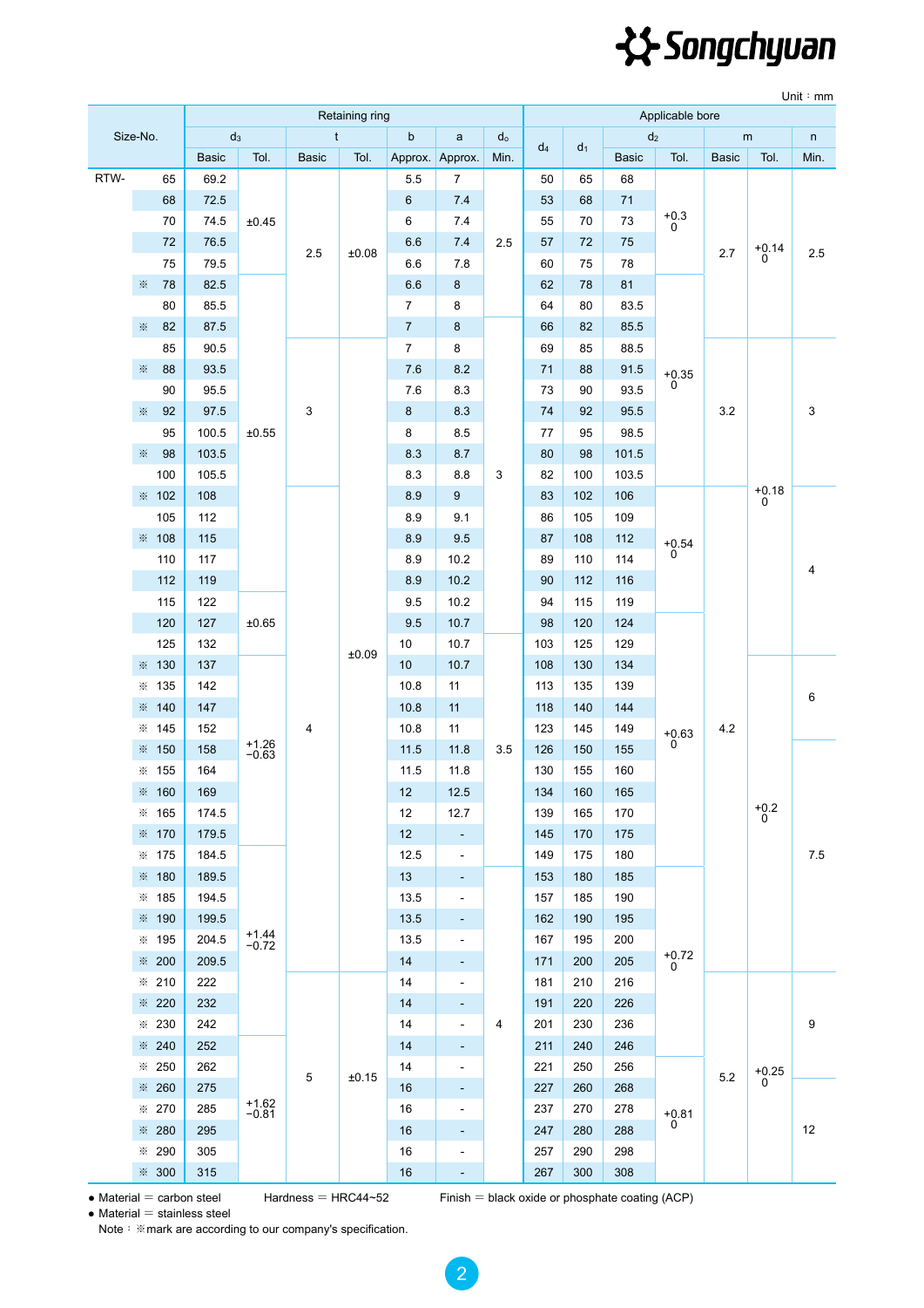Unit：mm

| Size-No. | | Retaining ring | | | | | | | Applicable bore | | | | | | |
|---|---|---|---|---|---|---|---|---|---|---|---|---|---|---|---|
| | | $d_3$ | | t | | b | a | $d_0$ | $d_4$ | $d_1$ | $d_2$ | | m | | n |
| | | Basic | Tol. | Basic | Tol. | Approx. | Approx. | Min. | | | Basic | Tol. | Basic | Tol. | Min. |
| RTW- | 65 | 69.2 | ±0.45 | 2.5 | ±0.08 | 5.5 | 7 | 2.5 | 50 | 65 | 68 | +0.3 / 0 | 2.7 | +0.14 / 0 | 2.5 |
| | 68 | 72.5 | | | | 6 | 7.4 | | 53 | 68 | 71 | | | | |
| | 70 | 74.5 | | | | 6 | 7.4 | | 55 | 70 | 73 | | | | |
| | 72 | 76.5 | | | | 6.6 | 7.4 | | 57 | 72 | 75 | | | | |
| | 75 | 79.5 | | | | 6.6 | 7.8 | | 60 | 75 | 78 | | | | |
| | ※ 78 | 82.5 | ±0.55 | | | 6.6 | 8 | 3 | 62 | 78 | 81 | +0.35 / 0 | | | |
| | 80 | 85.5 | | | | 7 | 8 | | 64 | 80 | 83.5 | | | | |
| | ※ 82 | 87.5 | | | | 7 | 8 | | 66 | 82 | 85.5 | | | | |
| | 85 | 90.5 | | 3 | ±0.09 | 7 | 8 | | 69 | 85 | 88.5 | | 3.2 | +0.18 / 0 | 3 |
| | ※ 88 | 93.5 | | | | 7.6 | 8.2 | | 71 | 88 | 91.5 | | | | |
| | 90 | 95.5 | | | | 7.6 | 8.3 | | 73 | 90 | 93.5 | | | | |
| | ※ 92 | 97.5 | | | | 8 | 8.3 | | 74 | 92 | 95.5 | | | | |
| | 95 | 100.5 | | | | 8 | 8.5 | | 77 | 95 | 98.5 | | | | |
| | ※ 98 | 103.5 | | | | 8.3 | 8.7 | | 80 | 98 | 101.5 | | | | |
| | 100 | 105.5 | | | | 8.3 | 8.8 | | 82 | 100 | 103.5 | | | | |
| | ※ 102 | 108 | | 4 | | 8.9 | 9 | | 83 | 102 | 106 | +0.54 / 0 | 4.2 | | 4 |
| | 105 | 112 | | | | 8.9 | 9.1 | | 86 | 105 | 109 | | | | |
| | ※ 108 | 115 | | | | 8.9 | 9.5 | | 87 | 108 | 112 | | | | |
| | 110 | 117 | | | | 8.9 | 10.2 | | 89 | 110 | 114 | | | | |
| | 112 | 119 | | | | 8.9 | 10.2 | | 90 | 112 | 116 | | | | |
| | 115 | 122 | ±0.65 | | | 9.5 | 10.2 | | 94 | 115 | 119 | | | | |
| | 120 | 127 | | | | 9.5 | 10.7 | | 98 | 120 | 124 | +0.63 / 0 | | | |
| | 125 | 132 | | | | 10 | 10.7 | 3.5 | 103 | 125 | 129 | | | | |
| | ※ 130 | 137 | +1.26 / −0.63 | | | 10 | 10.7 | | 108 | 130 | 134 | | | +0.2 / 0 | 6 |
| | ※ 135 | 142 | | | | 10.8 | 11 | | 113 | 135 | 139 | | | | |
| | ※ 140 | 147 | | | | 10.8 | 11 | | 118 | 140 | 144 | | | | |
| | ※ 145 | 152 | | | | 10.8 | 11 | | 123 | 145 | 149 | | | | |
| | ※ 150 | 158 | | | | 11.5 | 11.8 | | 126 | 150 | 155 | | | | 7.5 |
| | ※ 155 | 164 | | | | 11.5 | 11.8 | | 130 | 155 | 160 | | | | |
| | ※ 160 | 169 | | | | 12 | 12.5 | | 134 | 160 | 165 | | | | |
| | ※ 165 | 174.5 | | | | 12 | 12.7 | | 139 | 165 | 170 | | | | |
| | ※ 170 | 179.5 | | | | 12 | - | | 145 | 170 | 175 | | | | |
| | ※ 175 | 184.5 | +1.44 / −0.72 | | | 12.5 | - | 4 | 149 | 175 | 180 | +0.72 / 0 | | | |
| | ※ 180 | 189.5 | | | | 13 | - | | 153 | 180 | 185 | | | | |
| | ※ 185 | 194.5 | | | | 13.5 | - | | 157 | 185 | 190 | | | | |
| | ※ 190 | 199.5 | | | | 13.5 | - | | 162 | 190 | 195 | | | | |
| | ※ 195 | 204.5 | | | | 13.5 | - | | 167 | 195 | 200 | | | | |
| | ※ 200 | 209.5 | | | | 14 | - | | 171 | 200 | 205 | | | | |
| | ※ 210 | 222 | | 5 | ±0.15 | 14 | - | | 181 | 210 | 216 | | 5.2 | +0.25 / 0 | 9 |
| | ※ 220 | 232 | | | | 14 | - | | 191 | 220 | 226 | | | | |
| | ※ 230 | 242 | | | | 14 | - | | 201 | 230 | 236 | | | | |
| | ※ 240 | 252 | +1.62 / −0.81 | | | 14 | - | | 211 | 240 | 246 | | | | |
| | ※ 250 | 262 | | | | 14 | - | | 221 | 250 | 256 | +0.81 / 0 | | | |
| | ※ 260 | 275 | | | | 16 | - | | 227 | 260 | 268 | | | | 12 |
| | ※ 270 | 285 | | | | 16 | - | | 237 | 270 | 278 | | | | |
| | ※ 280 | 295 | | | | 16 | - | | 247 | 280 | 288 | | | | |
| | ※ 290 | 305 | | | | 16 | - | | 257 | 290 | 298 | | | | |
| | ※ 300 | 315 | | | | 16 | - | | 267 | 300 | 308 | | | | |

- Material = carbon steel　　Hardness = HRC44~52　　Finish = black oxide or phosphate coating (ACP)
- Material = stainless steel

Note：※mark are according to our company's specification.